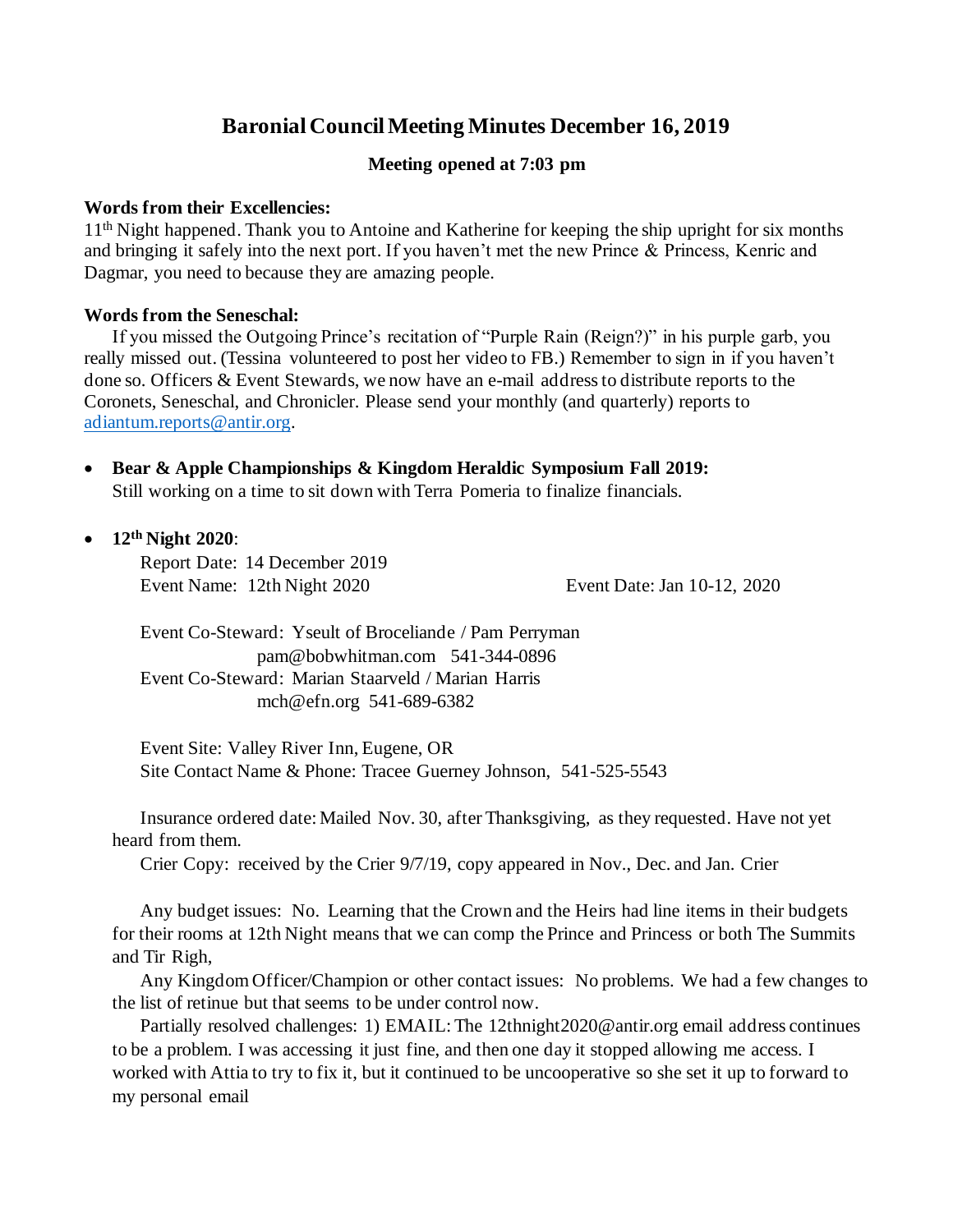# Baronial Council Meeting Minutes December 16, 2019

**Meeting opened at 7:03 pm**

**Words from their Excellencies:**

11th Night happened. Thank you to Antoine and Katherine for keeping the ship upright for six months and bringing it safely into the next port. If you haven't met the new Prince & Princess, Kenric and Dagmar, you need to because they are amazing people.

**Words from the Seneschal:**

If you missed the Outgoing Prince's recitation of "Purple Rain (Reign?)" in his purple garb, you really missed out. (Tessina volunteered to post her video to FB.) Remember to sign in if you haven't done so. Officers & Event Stewards, we now have an e-mail address to distribute reports to the Coronets, Seneschal, and Chronicler. Please send your monthly (and quarterly) reports to adiantum.reports@antir.org.

- **Bear & Apple Championships & Kingdom Heraldic Symposium Fall 2019:** Still working on a time to sit down with Terra Pomeria to finalize financials.

- **12th Night 2020**:

  Report Date: 14 December 2019

  Event Name: 12th Night 2020 Event Date: Jan 10-12, 2020

  Event Co-Steward: Yseult of Broceliande / Pam Perryman
  pam@bobwhitman.com 541-344-0896

  Event Co-Steward: Marian Staarveld / Marian Harris
  mch@efn.org 541-689-6382

  Event Site: Valley River Inn, Eugene, OR

  Site Contact Name & Phone: Tracee Guerney Johnson, 541-525-5543

  Insurance ordered date: Mailed Nov. 30, after Thanksgiving, as they requested. Have not yet heard from them.

  Crier Copy: received by the Crier 9/7/19, copy appeared in Nov., Dec. and Jan. Crier

  Any budget issues: No. Learning that the Crown and the Heirs had line items in their budgets for their rooms at 12th Night means that we can comp the Prince and Princess or both The Summits and Tir Righ,

  Any Kingdom Officer/Champion or other contact issues: No problems. We had a few changes to the list of retinue but that seems to be under control now.

  Partially resolved challenges: 1) EMAIL: The 12thnight2020@antir.org email address continues to be a problem. I was accessing it just fine, and then one day it stopped allowing me access. I worked with Attia to try to fix it, but it continued to be uncooperative so she set it up to forward to my personal email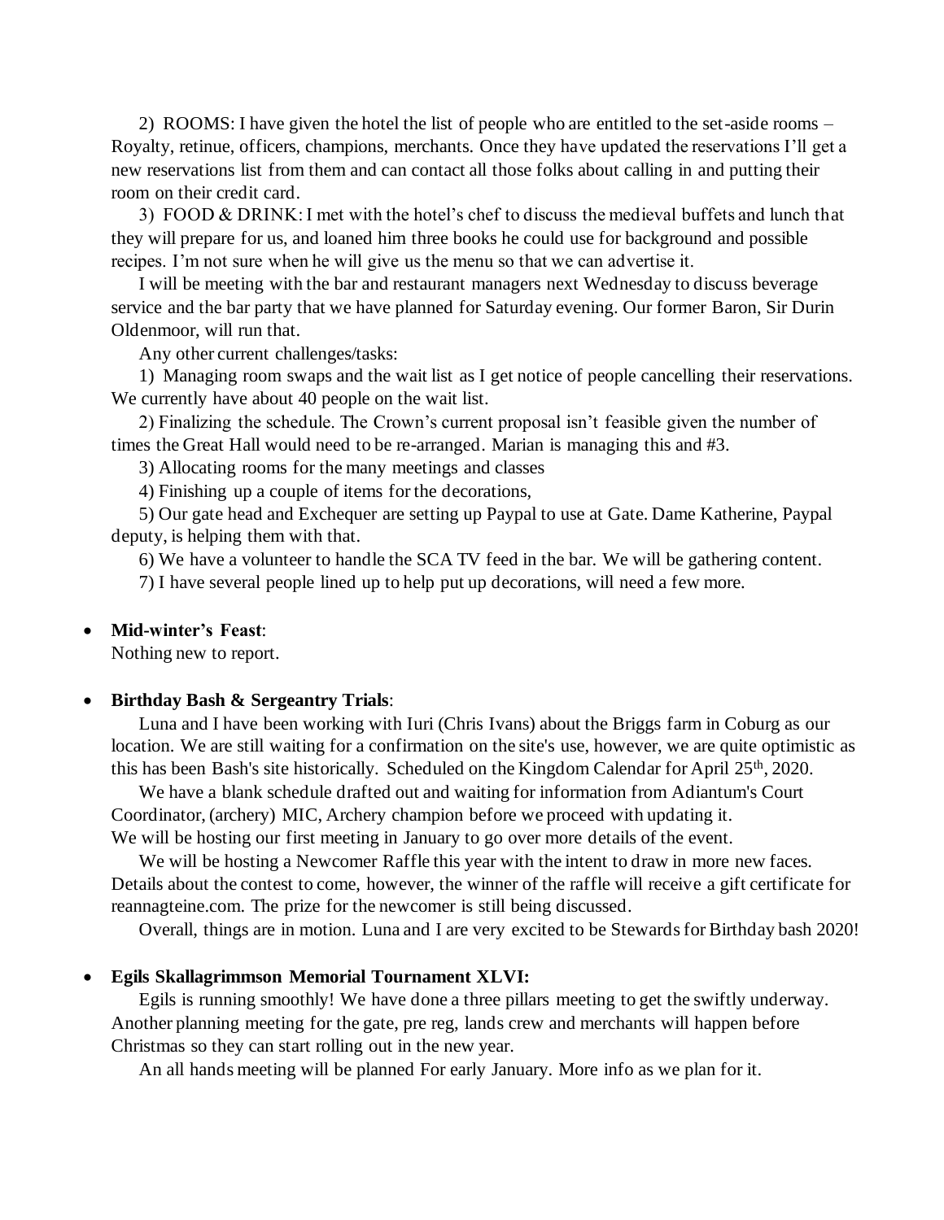2) ROOMS: I have given the hotel the list of people who are entitled to the set-aside rooms – Royalty, retinue, officers, champions, merchants. Once they have updated the reservations I'll get a new reservations list from them and can contact all those folks about calling in and putting their room on their credit card.

3) FOOD & DRINK: I met with the hotel's chef to discuss the medieval buffets and lunch that they will prepare for us, and loaned him three books he could use for background and possible recipes. I'm not sure when he will give us the menu so that we can advertise it.

I will be meeting with the bar and restaurant managers next Wednesday to discuss beverage service and the bar party that we have planned for Saturday evening. Our former Baron, Sir Durin Oldenmoor, will run that.

Any other current challenges/tasks:

1) Managing room swaps and the wait list as I get notice of people cancelling their reservations. We currently have about 40 people on the wait list.

2) Finalizing the schedule. The Crown's current proposal isn't feasible given the number of times the Great Hall would need to be re-arranged. Marian is managing this and #3.

3) Allocating rooms for the many meetings and classes

4) Finishing up a couple of items for the decorations,

5) Our gate head and Exchequer are setting up Paypal to use at Gate. Dame Katherine, Paypal deputy, is helping them with that.

6) We have a volunteer to handle the SCA TV feed in the bar. We will be gathering content.

7) I have several people lined up to help put up decorations, will need a few more.

- **Mid-winter's Feast**:
  Nothing new to report.

- **Birthday Bash & Sergeantry Trials**:
  Luna and I have been working with Iuri (Chris Ivans) about the Briggs farm in Coburg as our location. We are still waiting for a confirmation on the site's use, however, we are quite optimistic as this has been Bash's site historically. Scheduled on the Kingdom Calendar for April 25th, 2020.

  We have a blank schedule drafted out and waiting for information from Adiantum's Court Coordinator, (archery) MIC, Archery champion before we proceed with updating it.
  We will be hosting our first meeting in January to go over more details of the event.

  We will be hosting a Newcomer Raffle this year with the intent to draw in more new faces. Details about the contest to come, however, the winner of the raffle will receive a gift certificate for reannagteine.com. The prize for the newcomer is still being discussed.

  Overall, things are in motion. Luna and I are very excited to be Stewards for Birthday bash 2020!

- **Egils Skallagrimmson Memorial Tournament XLVI:**
  Egils is running smoothly! We have done a three pillars meeting to get the swiftly underway. Another planning meeting for the gate, pre reg, lands crew and merchants will happen before Christmas so they can start rolling out in the new year.

  An all hands meeting will be planned For early January. More info as we plan for it.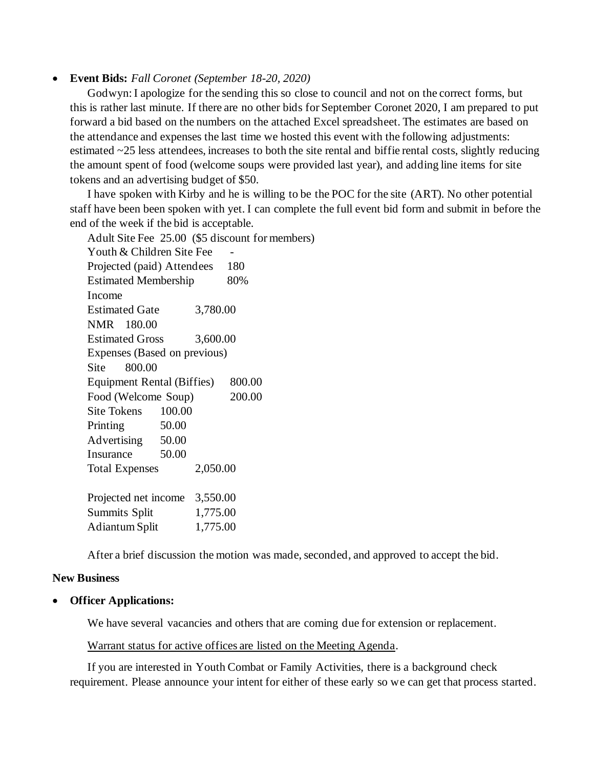- **Event Bids:** *Fall Coronet (September 18-20, 2020)*

  Godwyn: I apologize for the sending this so close to council and not on the correct forms, but this is rather last minute. If there are no other bids for September Coronet 2020, I am prepared to put forward a bid based on the numbers on the attached Excel spreadsheet. The estimates are based on the attendance and expenses the last time we hosted this event with the following adjustments: estimated ~25 less attendees, increases to both the site rental and biffie rental costs, slightly reducing the amount spent of food (welcome soups were provided last year), and adding line items for site tokens and an advertising budget of $50.

  I have spoken with Kirby and he is willing to be the POC for the site (ART). No other potential staff have been been spoken with yet. I can complete the full event bid form and submit in before the end of the week if the bid is acceptable.

  | | |
  |---|---|
  | Adult Site Fee | 25.00 ($5 discount for members) |
  | Youth & Children Site Fee | - |
  | Projected (paid) Attendees | 180 |
  | Estimated Membership | 80% |
  | Income | |
  | Estimated Gate | 3,780.00 |
  | NMR | 180.00 |
  | Estimated Gross | 3,600.00 |
  | Expenses (Based on previous) | |
  | Site | 800.00 |
  | Equipment Rental (Biffies) | 800.00 |
  | Food (Welcome Soup) | 200.00 |
  | Site Tokens | 100.00 |
  | Printing | 50.00 |
  | Advertising | 50.00 |
  | Insurance | 50.00 |
  | Total Expenses | 2,050.00 |
  | | |
  | Projected net income | 3,550.00 |
  | Summits Split | 1,775.00 |
  | Adiantum Split | 1,775.00 |

  After a brief discussion the motion was made, seconded, and approved to accept the bid.

**New Business**

- **Officer Applications:**

  We have several vacancies and others that are coming due for extension or replacement.

  Warrant status for active offices are listed on the Meeting Agenda.

  If you are interested in Youth Combat or Family Activities, there is a background check requirement. Please announce your intent for either of these early so we can get that process started.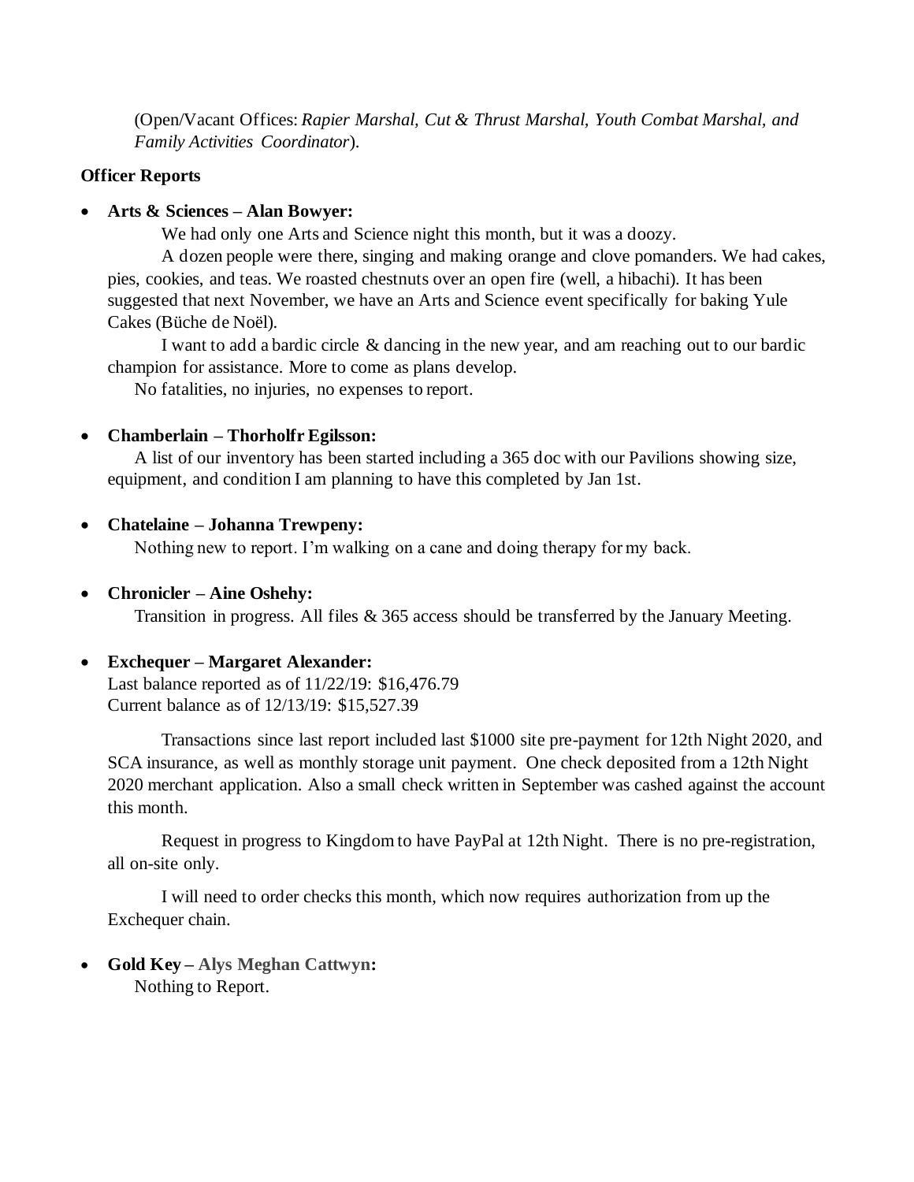(Open/Vacant Offices: *Rapier Marshal, Cut & Thrust Marshal, Youth Combat Marshal, and Family Activities Coordinator*).

**Officer Reports**

- **Arts & Sciences – Alan Bowyer:**

  We had only one Arts and Science night this month, but it was a doozy.

  A dozen people were there, singing and making orange and clove pomanders. We had cakes, pies, cookies, and teas. We roasted chestnuts over an open fire (well, a hibachi). It has been suggested that next November, we have an Arts and Science event specifically for baking Yule Cakes (Büche de Noël).

  I want to add a bardic circle & dancing in the new year, and am reaching out to our bardic champion for assistance. More to come as plans develop.

  No fatalities, no injuries, no expenses to report.

- **Chamberlain – Thorholfr Egilsson:**

  A list of our inventory has been started including a 365 doc with our Pavilions showing size, equipment, and condition I am planning to have this completed by Jan 1st.

- **Chatelaine – Johanna Trewpeny:**

  Nothing new to report. I'm walking on a cane and doing therapy for my back.

- **Chronicler – Aine Oshehy:**

  Transition in progress. All files & 365 access should be transferred by the January Meeting.

- **Exchequer – Margaret Alexander:**

  Last balance reported as of 11/22/19: $16,476.79
  Current balance as of 12/13/19: $15,527.39

  Transactions since last report included last $1000 site pre-payment for 12th Night 2020, and SCA insurance, as well as monthly storage unit payment. One check deposited from a 12th Night 2020 merchant application. Also a small check written in September was cashed against the account this month.

  Request in progress to Kingdom to have PayPal at 12th Night. There is no pre-registration, all on-site only.

  I will need to order checks this month, which now requires authorization from up the Exchequer chain.

- **Gold Key – Alys Meghan Cattwyn:**

  Nothing to Report.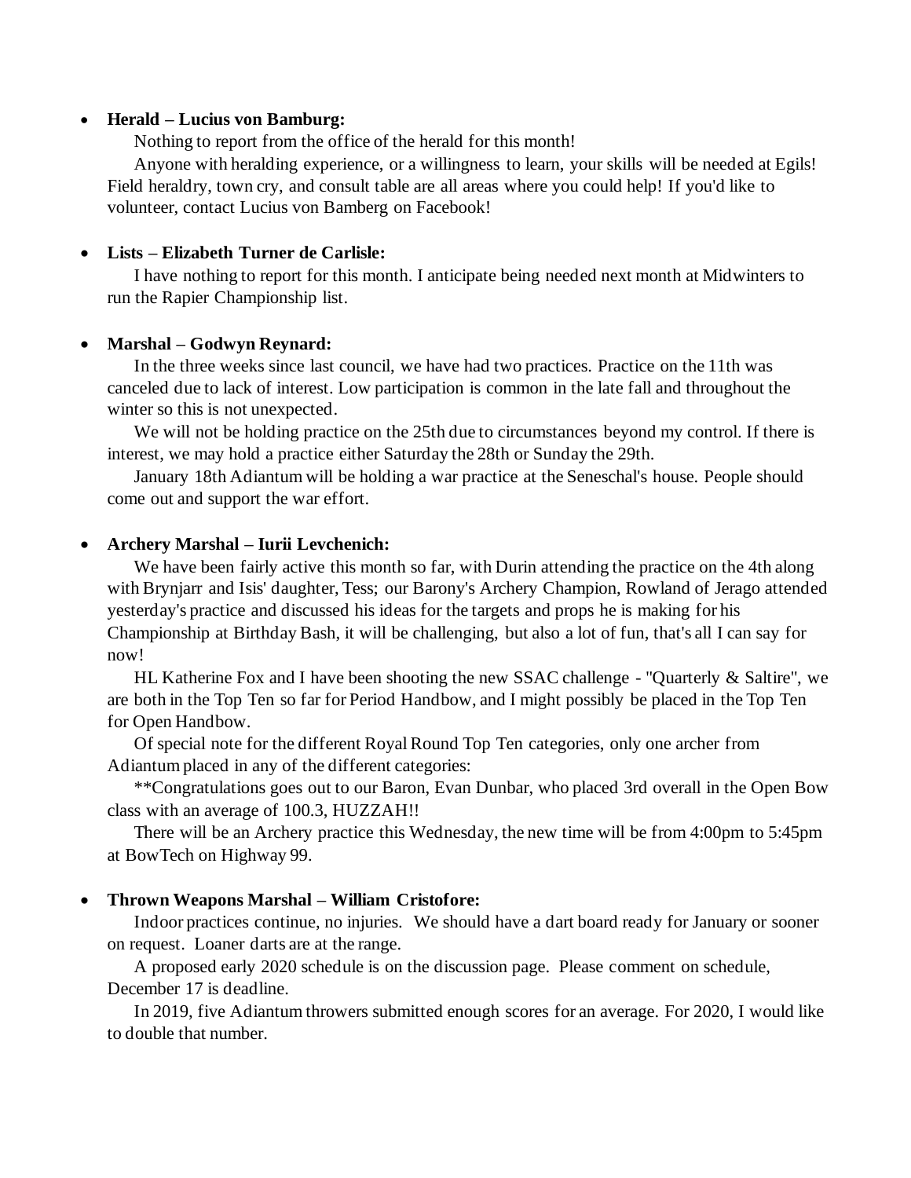- **Herald – Lucius von Bamburg:**

    Nothing to report from the office of the herald for this month!

    Anyone with heralding experience, or a willingness to learn, your skills will be needed at Egils! Field heraldry, town cry, and consult table are all areas where you could help! If you'd like to volunteer, contact Lucius von Bamberg on Facebook!

- **Lists – Elizabeth Turner de Carlisle:**

    I have nothing to report for this month. I anticipate being needed next month at Midwinters to run the Rapier Championship list.

- **Marshal – Godwyn Reynard:**

    In the three weeks since last council, we have had two practices. Practice on the 11th was canceled due to lack of interest. Low participation is common in the late fall and throughout the winter so this is not unexpected.

    We will not be holding practice on the 25th due to circumstances beyond my control. If there is interest, we may hold a practice either Saturday the 28th or Sunday the 29th.

    January 18th Adiantum will be holding a war practice at the Seneschal's house. People should come out and support the war effort.

- **Archery Marshal – Iurii Levchenich:**

    We have been fairly active this month so far, with Durin attending the practice on the 4th along with Brynjarr and Isis' daughter, Tess; our Barony's Archery Champion, Rowland of Jerago attended yesterday's practice and discussed his ideas for the targets and props he is making for his Championship at Birthday Bash, it will be challenging, but also a lot of fun, that's all I can say for now!

    HL Katherine Fox and I have been shooting the new SSAC challenge - "Quarterly & Saltire", we are both in the Top Ten so far for Period Handbow, and I might possibly be placed in the Top Ten for Open Handbow.

    Of special note for the different Royal Round Top Ten categories, only one archer from Adiantum placed in any of the different categories:

    **Congratulations goes out to our Baron, Evan Dunbar, who placed 3rd overall in the Open Bow class with an average of 100.3, HUZZAH!!

    There will be an Archery practice this Wednesday, the new time will be from 4:00pm to 5:45pm at BowTech on Highway 99.

- **Thrown Weapons Marshal – William Cristofore:**

    Indoor practices continue, no injuries. We should have a dart board ready for January or sooner on request. Loaner darts are at the range.

    A proposed early 2020 schedule is on the discussion page. Please comment on schedule, December 17 is deadline.

    In 2019, five Adiantum throwers submitted enough scores for an average. For 2020, I would like to double that number.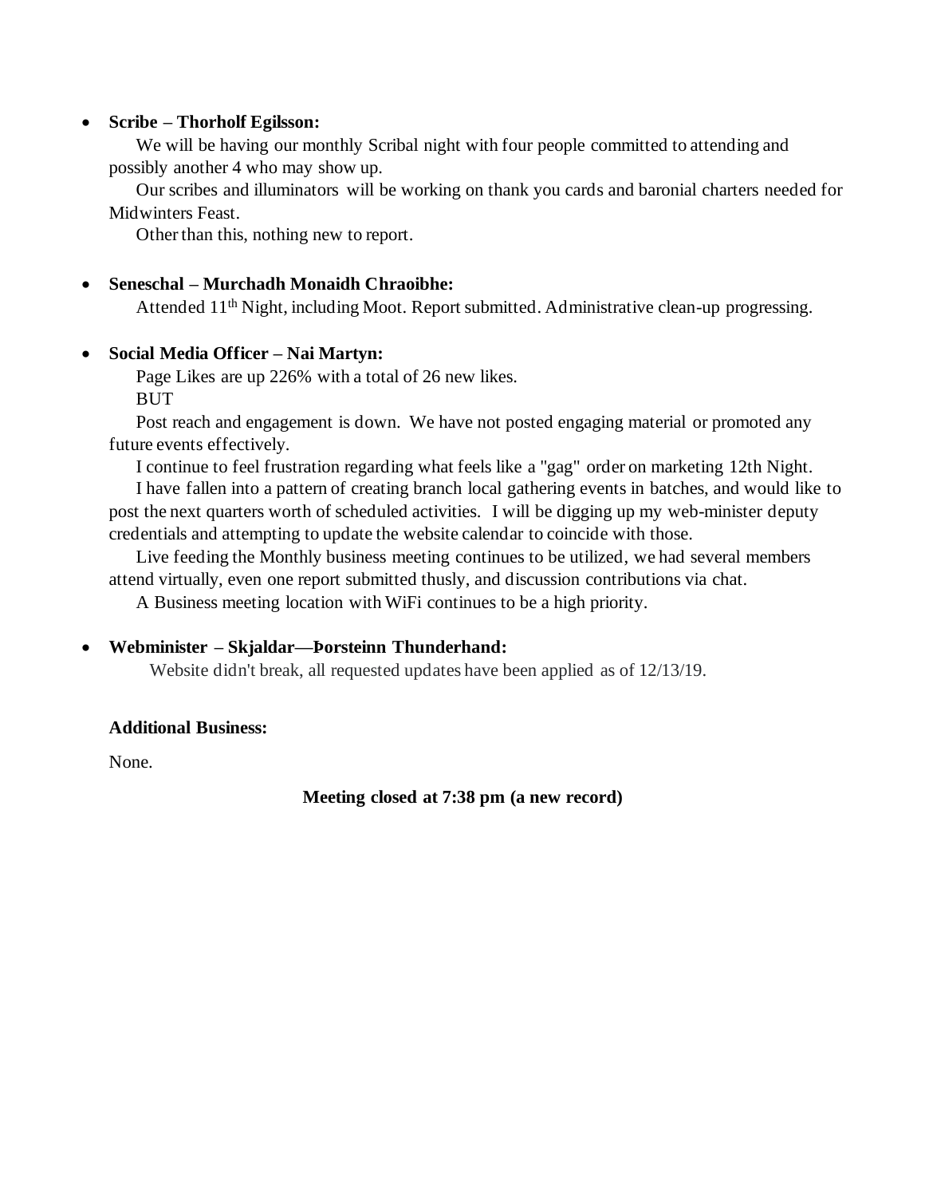- **Scribe – Thorholf Egilsson:**

  We will be having our monthly Scribal night with four people committed to attending and possibly another 4 who may show up.

  Our scribes and illuminators will be working on thank you cards and baronial charters needed for Midwinters Feast.

  Other than this, nothing new to report.

- **Seneschal – Murchadh Monaidh Chraoibhe:**

  Attended 11th Night, including Moot. Report submitted. Administrative clean-up progressing.

- **Social Media Officer – Nai Martyn:**

  Page Likes are up 226% with a total of 26 new likes.

  BUT

  Post reach and engagement is down. We have not posted engaging material or promoted any future events effectively.

  I continue to feel frustration regarding what feels like a "gag" order on marketing 12th Night.

  I have fallen into a pattern of creating branch local gathering events in batches, and would like to post the next quarters worth of scheduled activities. I will be digging up my web-minister deputy credentials and attempting to update the website calendar to coincide with those.

  Live feeding the Monthly business meeting continues to be utilized, we had several members attend virtually, even one report submitted thusly, and discussion contributions via chat.

  A Business meeting location with WiFi continues to be a high priority.

- **Webminister – Skjaldar—Þorsteinn Thunderhand:**

  Website didn't break, all requested updates have been applied as of 12/13/19.

**Additional Business:**

None.

**Meeting closed at 7:38 pm (a new record)**